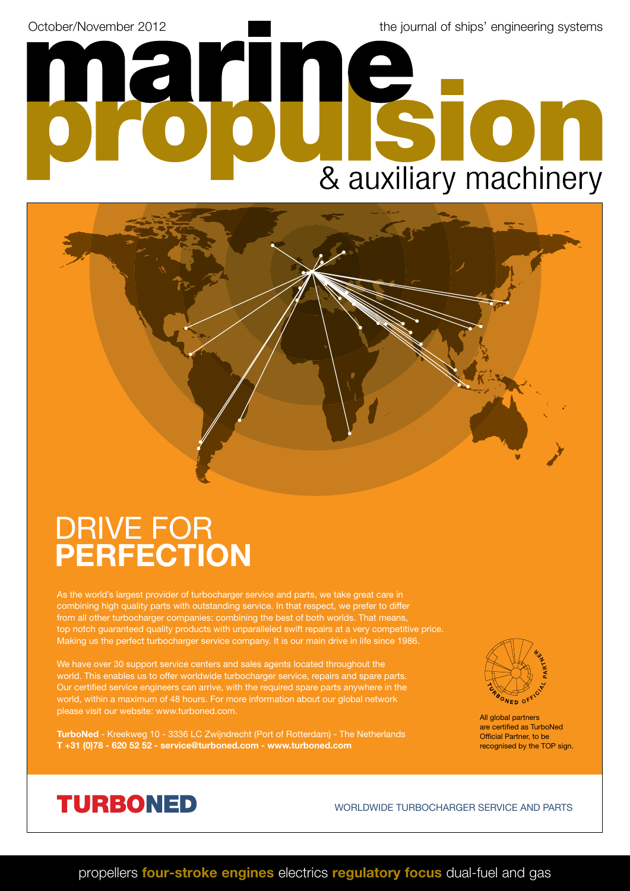October/November 2012

the journal of ships' engineering systems

# marine propulsion & auxiliary machinery

## DRIVE FOR **PERFECTION**

As the world's largest provider of turbocharger service and parts, we take great care in combining high quality parts with outstanding service. In that respect, we prefer to differ from all other turbocharger companies: combining the best of both worlds. That means, top notch guaranteed quality products with unparalleled swift repairs at a very competitive price. Making us the perfect turbocharger service company. It is our main drive in life since 1986.

We have over 30 support service centers and sales agents located throughout the world. This enables us to offer worldwide turbocharger service, repairs and spare parts. Our certified service engineers can arrive, with the required spare parts anywhere in the world, within a maximum of 48 hours. For more information about our global network please visit our website: www.turboned.com.

**TurboNed** - Kreekweg 10 - 3336 LC Zwijndrecht (Port of Rotterdam) - The Netherlands
**T +31 (0)78 - 620 52 52 - service@turboned.com - www.turboned.com**

TURBONED OFFICIAL PARTNER

All global partners are certified as TurboNed Official Partner, to be recognised by the TOP sign.

**TURBONED**

WORLDWIDE TURBOCHARGER SERVICE AND PARTS

propellers **four-stroke engines** electrics **regulatory focus** dual-fuel and gas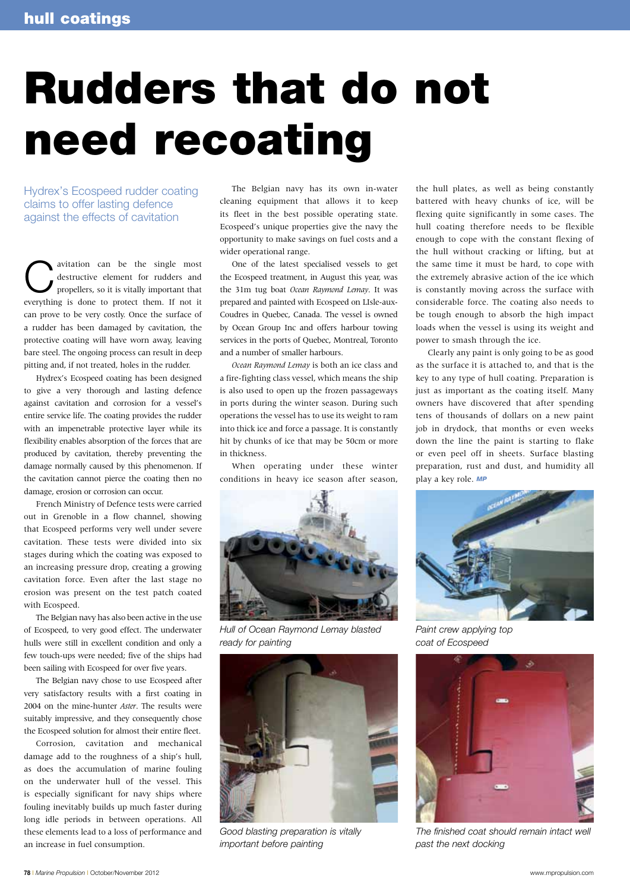# Rudders that do not need recoating

Hydrex's Ecospeed rudder coating claims to offer lasting defence against the effects of cavitation

Cavitation can be the single most destructive element for rudders and propellers, so it is vitally important that everything is done to protect them. If not it can prove to be very costly. Once the surface of a rudder has been damaged by cavitation, the protective coating will have worn away, leaving bare steel. The ongoing process can result in deep pitting and, if not treated, holes in the rudder.

Hydrex's Ecospeed coating has been designed to give a very thorough and lasting defence against cavitation and corrosion for a vessel's entire service life. The coating provides the rudder with an impenetrable protective layer while its flexibility enables absorption of the forces that are produced by cavitation, thereby preventing the damage normally caused by this phenomenon. If the cavitation cannot pierce the coating then no damage, erosion or corrosion can occur.

French Ministry of Defence tests were carried out in Grenoble in a flow channel, showing that Ecospeed performs very well under severe cavitation. These tests were divided into six stages during which the coating was exposed to an increasing pressure drop, creating a growing cavitation force. Even after the last stage no erosion was present on the test patch coated with Ecospeed.

The Belgian navy has also been active in the use of Ecospeed, to very good effect. The underwater hulls were still in excellent condition and only a few touch-ups were needed; five of the ships had been sailing with Ecospeed for over five years.

The Belgian navy chose to use Ecospeed after very satisfactory results with a first coating in 2004 on the mine-hunter *Aster*. The results were suitably impressive, and they consequently chose the Ecospeed solution for almost their entire fleet.

Corrosion, cavitation and mechanical damage add to the roughness of a ship's hull, as does the accumulation of marine fouling on the underwater hull of the vessel. This is especially significant for navy ships where fouling inevitably builds up much faster during long idle periods in between operations. All these elements lead to a loss of performance and an increase in fuel consumption.

The Belgian navy has its own in-water cleaning equipment that allows it to keep its fleet in the best possible operating state. Ecospeed's unique properties give the navy the opportunity to make savings on fuel costs and a wider operational range.

One of the latest specialised vessels to get the Ecospeed treatment, in August this year, was the 31m tug boat *Ocean Raymond Lemay*. It was prepared and painted with Ecospeed on LIsle-aux-Coudres in Quebec, Canada. The vessel is owned by Ocean Group Inc and offers harbour towing services in the ports of Quebec, Montreal, Toronto and a number of smaller harbours.

*Ocean Raymond Lemay* is both an ice class and a fire-fighting class vessel, which means the ship is also used to open up the frozen passageways in ports during the winter season. During such operations the vessel has to use its weight to ram into thick ice and force a passage. It is constantly hit by chunks of ice that may be 50cm or more in thickness.

When operating under these winter conditions in heavy ice season after season, the hull plates, as well as being constantly battered with heavy chunks of ice, will be flexing quite significantly in some cases. The hull coating therefore needs to be flexible enough to cope with the constant flexing of the hull without cracking or lifting, but at the same time it must be hard, to cope with the extremely abrasive action of the ice which is constantly moving across the surface with considerable force. The coating also needs to be tough enough to absorb the high impact loads when the vessel is using its weight and power to smash through the ice.

Clearly any paint is only going to be as good as the surface it is attached to, and that is the key to any type of hull coating. Preparation is just as important as the coating itself. Many owners have discovered that after spending tens of thousands of dollars on a new paint job in drydock, that months or even weeks down the line the paint is starting to flake or even peel off in sheets. Surface blasting preparation, rust and dust, and humidity all play a key role. *MP*

Hull of Ocean Raymond Lemay blasted ready for painting

Paint crew applying top coat of Ecospeed

Good blasting preparation is vitally important before painting

The finished coat should remain intact well past the next docking